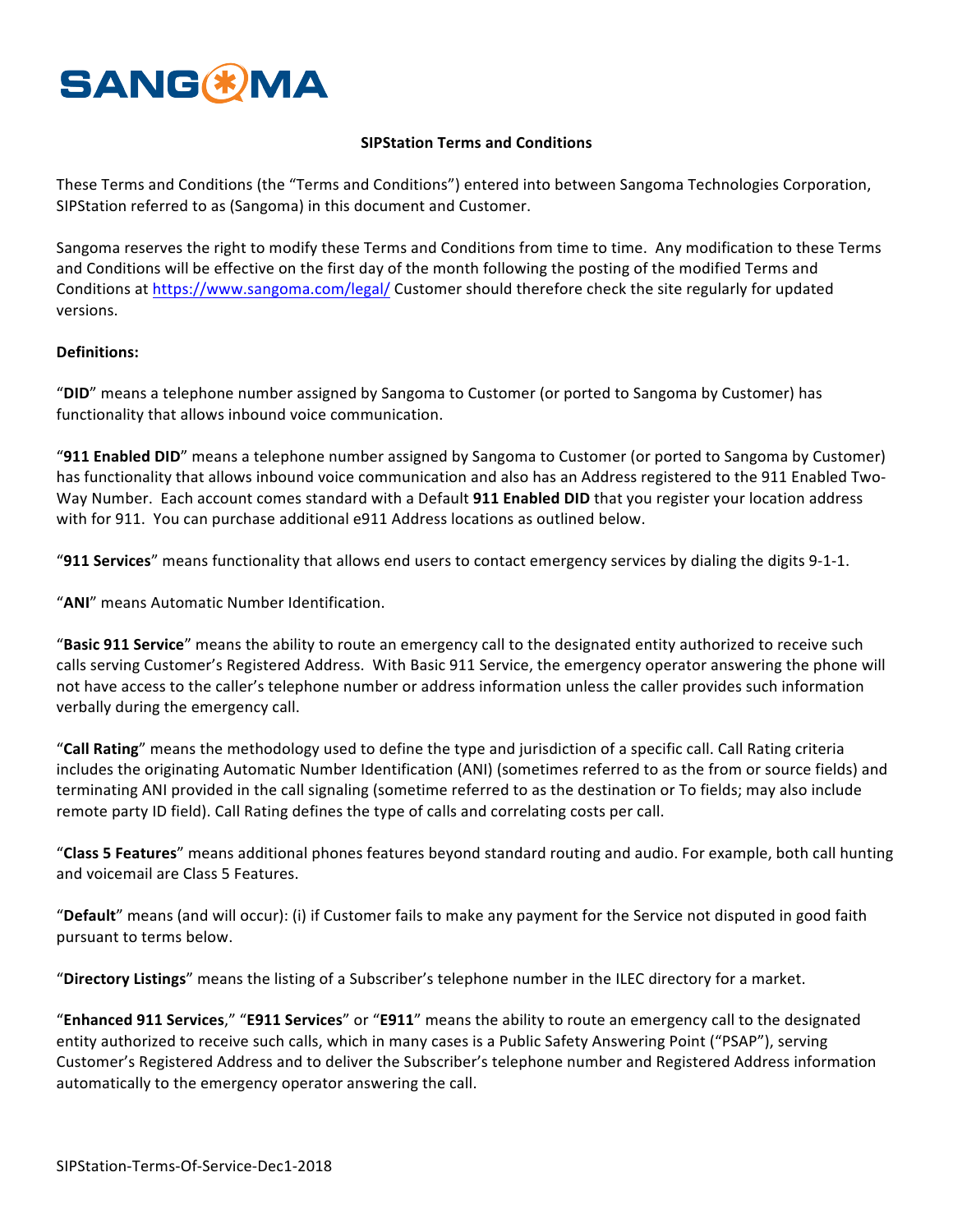SANGOMA

**SIPStation Terms and Conditions**

These Terms and Conditions (the "Terms and Conditions") entered into between Sangoma Technologies Corporation, SIPStation referred to as (Sangoma) in this document and Customer.

Sangoma reserves the right to modify these Terms and Conditions from time to time. Any modification to these Terms and Conditions will be effective on the first day of the month following the posting of the modified Terms and Conditions at https://www.sangoma.com/legal/ Customer should therefore check the site regularly for updated versions.

**Definitions:**

"**DID**" means a telephone number assigned by Sangoma to Customer (or ported to Sangoma by Customer) has functionality that allows inbound voice communication.

"**911 Enabled DID**" means a telephone number assigned by Sangoma to Customer (or ported to Sangoma by Customer) has functionality that allows inbound voice communication and also has an Address registered to the 911 Enabled Two-Way Number. Each account comes standard with a Default **911 Enabled DID** that you register your location address with for 911. You can purchase additional e911 Address locations as outlined below.

"**911 Services**" means functionality that allows end users to contact emergency services by dialing the digits 9-1-1.

"**ANI**" means Automatic Number Identification.

"**Basic 911 Service**" means the ability to route an emergency call to the designated entity authorized to receive such calls serving Customer's Registered Address. With Basic 911 Service, the emergency operator answering the phone will not have access to the caller's telephone number or address information unless the caller provides such information verbally during the emergency call.

"**Call Rating**" means the methodology used to define the type and jurisdiction of a specific call. Call Rating criteria includes the originating Automatic Number Identification (ANI) (sometimes referred to as the from or source fields) and terminating ANI provided in the call signaling (sometime referred to as the destination or To fields; may also include remote party ID field). Call Rating defines the type of calls and correlating costs per call.

"**Class 5 Features**" means additional phones features beyond standard routing and audio. For example, both call hunting and voicemail are Class 5 Features.

"**Default**" means (and will occur): (i) if Customer fails to make any payment for the Service not disputed in good faith pursuant to terms below.

"**Directory Listings**" means the listing of a Subscriber's telephone number in the ILEC directory for a market.

"**Enhanced 911 Services**," "**E911 Services**" or "**E911**" means the ability to route an emergency call to the designated entity authorized to receive such calls, which in many cases is a Public Safety Answering Point ("PSAP"), serving Customer's Registered Address and to deliver the Subscriber's telephone number and Registered Address information automatically to the emergency operator answering the call.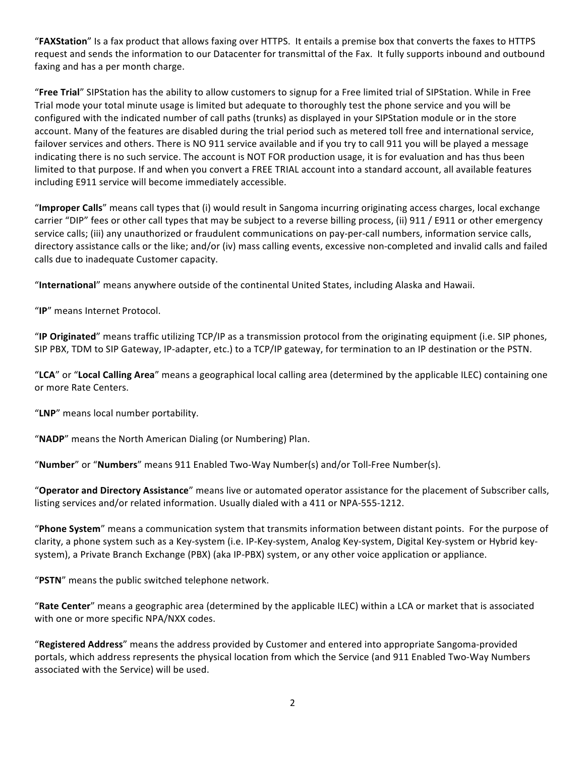"**FAXStation**" Is a fax product that allows faxing over HTTPS. It entails a premise box that converts the faxes to HTTPS request and sends the information to our Datacenter for transmittal of the Fax. It fully supports inbound and outbound faxing and has a per month charge.

"**Free Trial**" SIPStation has the ability to allow customers to signup for a Free limited trial of SIPStation. While in Free Trial mode your total minute usage is limited but adequate to thoroughly test the phone service and you will be configured with the indicated number of call paths (trunks) as displayed in your SIPStation module or in the store account. Many of the features are disabled during the trial period such as metered toll free and international service, failover services and others. There is NO 911 service available and if you try to call 911 you will be played a message indicating there is no such service. The account is NOT FOR production usage, it is for evaluation and has thus been limited to that purpose. If and when you convert a FREE TRIAL account into a standard account, all available features including E911 service will become immediately accessible.

"**Improper Calls**" means call types that (i) would result in Sangoma incurring originating access charges, local exchange carrier "DIP" fees or other call types that may be subject to a reverse billing process, (ii) 911 / E911 or other emergency service calls; (iii) any unauthorized or fraudulent communications on pay-per-call numbers, information service calls, directory assistance calls or the like; and/or (iv) mass calling events, excessive non-completed and invalid calls and failed calls due to inadequate Customer capacity.

"**International**" means anywhere outside of the continental United States, including Alaska and Hawaii.

"**IP**" means Internet Protocol.

"**IP Originated**" means traffic utilizing TCP/IP as a transmission protocol from the originating equipment (i.e. SIP phones, SIP PBX, TDM to SIP Gateway, IP-adapter, etc.) to a TCP/IP gateway, for termination to an IP destination or the PSTN.

"**LCA**" or "**Local Calling Area**" means a geographical local calling area (determined by the applicable ILEC) containing one or more Rate Centers.

"**LNP**" means local number portability.

"**NADP**" means the North American Dialing (or Numbering) Plan.

"**Number**" or "**Numbers**" means 911 Enabled Two-Way Number(s) and/or Toll-Free Number(s).

"**Operator and Directory Assistance**" means live or automated operator assistance for the placement of Subscriber calls, listing services and/or related information. Usually dialed with a 411 or NPA-555-1212.

"**Phone System**" means a communication system that transmits information between distant points. For the purpose of clarity, a phone system such as a Key-system (i.e. IP-Key-system, Analog Key-system, Digital Key-system or Hybrid key-system), a Private Branch Exchange (PBX) (aka IP-PBX) system, or any other voice application or appliance.

"**PSTN**" means the public switched telephone network.

"**Rate Center**" means a geographic area (determined by the applicable ILEC) within a LCA or market that is associated with one or more specific NPA/NXX codes.

"**Registered Address**" means the address provided by Customer and entered into appropriate Sangoma-provided portals, which address represents the physical location from which the Service (and 911 Enabled Two-Way Numbers associated with the Service) will be used.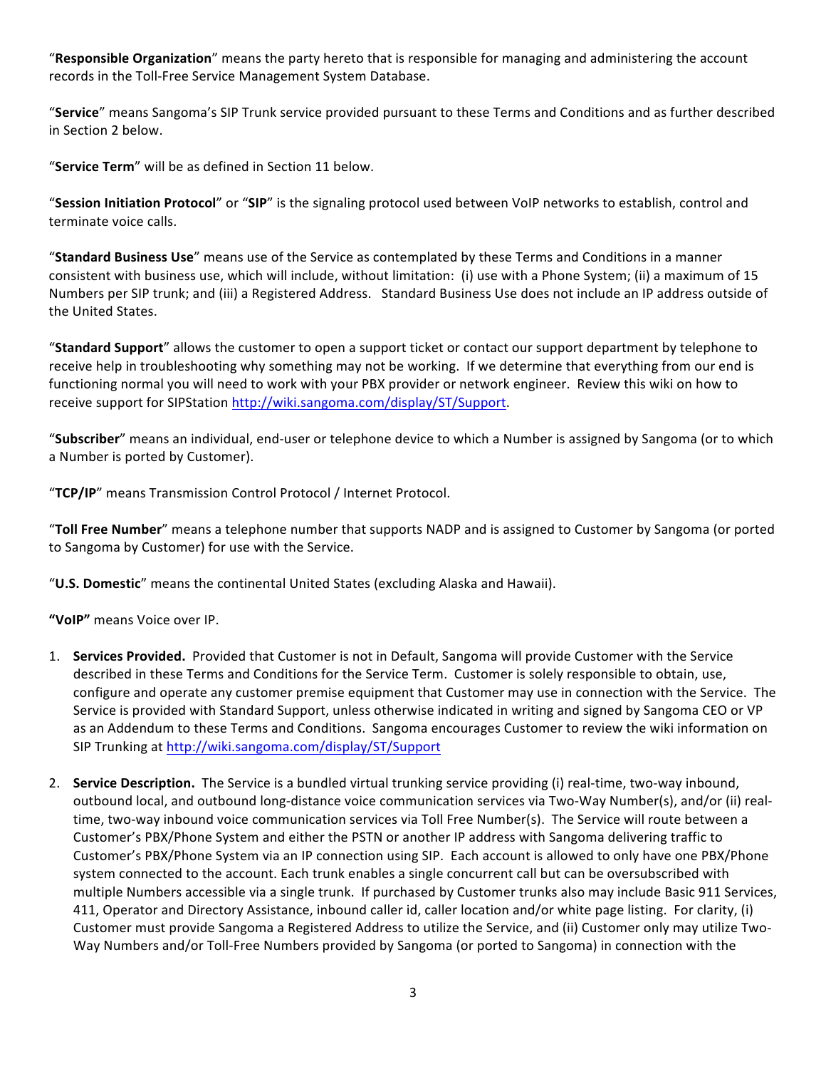"**Responsible Organization**" means the party hereto that is responsible for managing and administering the account records in the Toll-Free Service Management System Database.

"**Service**" means Sangoma's SIP Trunk service provided pursuant to these Terms and Conditions and as further described in Section 2 below.

"**Service Term**" will be as defined in Section 11 below.

"**Session Initiation Protocol**" or "**SIP**" is the signaling protocol used between VoIP networks to establish, control and terminate voice calls.

"**Standard Business Use**" means use of the Service as contemplated by these Terms and Conditions in a manner consistent with business use, which will include, without limitation: (i) use with a Phone System; (ii) a maximum of 15 Numbers per SIP trunk; and (iii) a Registered Address. Standard Business Use does not include an IP address outside of the United States.

"**Standard Support**" allows the customer to open a support ticket or contact our support department by telephone to receive help in troubleshooting why something may not be working. If we determine that everything from our end is functioning normal you will need to work with your PBX provider or network engineer. Review this wiki on how to receive support for SIPStation [http://wiki.sangoma.com/display/ST/Support](http://wiki.sangoma.com/display/ST/Support).

"**Subscriber**" means an individual, end-user or telephone device to which a Number is assigned by Sangoma (or to which a Number is ported by Customer).

"**TCP/IP**" means Transmission Control Protocol / Internet Protocol.

"**Toll Free Number**" means a telephone number that supports NADP and is assigned to Customer by Sangoma (or ported to Sangoma by Customer) for use with the Service.

"**U.S. Domestic**" means the continental United States (excluding Alaska and Hawaii).

**"VoIP"** means Voice over IP.

1. **Services Provided.** Provided that Customer is not in Default, Sangoma will provide Customer with the Service described in these Terms and Conditions for the Service Term. Customer is solely responsible to obtain, use, configure and operate any customer premise equipment that Customer may use in connection with the Service. The Service is provided with Standard Support, unless otherwise indicated in writing and signed by Sangoma CEO or VP as an Addendum to these Terms and Conditions. Sangoma encourages Customer to review the wiki information on SIP Trunking at [http://wiki.sangoma.com/display/ST/Support](http://wiki.sangoma.com/display/ST/Support)

2. **Service Description.** The Service is a bundled virtual trunking service providing (i) real-time, two-way inbound, outbound local, and outbound long-distance voice communication services via Two-Way Number(s), and/or (ii) real-time, two-way inbound voice communication services via Toll Free Number(s). The Service will route between a Customer's PBX/Phone System and either the PSTN or another IP address with Sangoma delivering traffic to Customer's PBX/Phone System via an IP connection using SIP. Each account is allowed to only have one PBX/Phone system connected to the account. Each trunk enables a single concurrent call but can be oversubscribed with multiple Numbers accessible via a single trunk. If purchased by Customer trunks also may include Basic 911 Services, 411, Operator and Directory Assistance, inbound caller id, caller location and/or white page listing. For clarity, (i) Customer must provide Sangoma a Registered Address to utilize the Service, and (ii) Customer only may utilize Two-Way Numbers and/or Toll-Free Numbers provided by Sangoma (or ported to Sangoma) in connection with the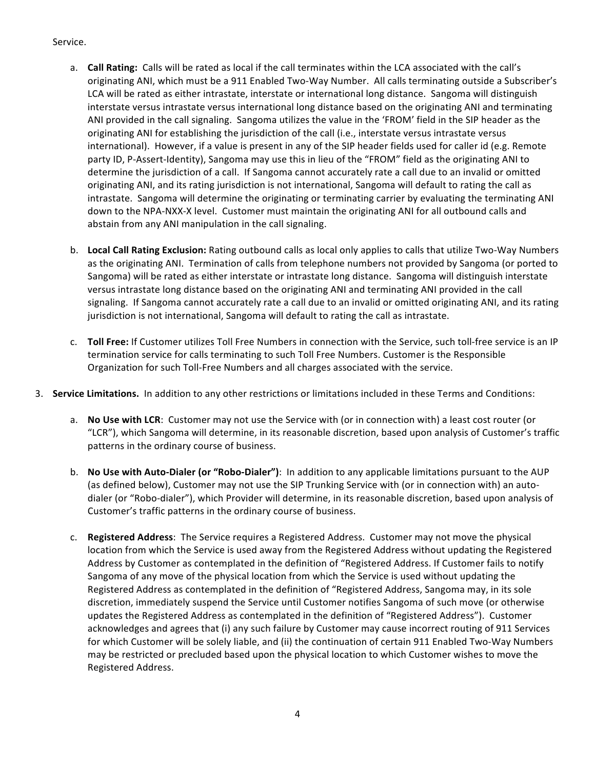Service.

a. **Call Rating:** Calls will be rated as local if the call terminates within the LCA associated with the call's originating ANI, which must be a 911 Enabled Two-Way Number. All calls terminating outside a Subscriber's LCA will be rated as either intrastate, interstate or international long distance. Sangoma will distinguish interstate versus intrastate versus international long distance based on the originating ANI and terminating ANI provided in the call signaling. Sangoma utilizes the value in the 'FROM' field in the SIP header as the originating ANI for establishing the jurisdiction of the call (i.e., interstate versus intrastate versus international). However, if a value is present in any of the SIP header fields used for caller id (e.g. Remote party ID, P-Assert-Identity), Sangoma may use this in lieu of the "FROM" field as the originating ANI to determine the jurisdiction of a call. If Sangoma cannot accurately rate a call due to an invalid or omitted originating ANI, and its rating jurisdiction is not international, Sangoma will default to rating the call as intrastate. Sangoma will determine the originating or terminating carrier by evaluating the terminating ANI down to the NPA-NXX-X level. Customer must maintain the originating ANI for all outbound calls and abstain from any ANI manipulation in the call signaling.

b. **Local Call Rating Exclusion:** Rating outbound calls as local only applies to calls that utilize Two-Way Numbers as the originating ANI. Termination of calls from telephone numbers not provided by Sangoma (or ported to Sangoma) will be rated as either interstate or intrastate long distance. Sangoma will distinguish interstate versus intrastate long distance based on the originating ANI and terminating ANI provided in the call signaling. If Sangoma cannot accurately rate a call due to an invalid or omitted originating ANI, and its rating jurisdiction is not international, Sangoma will default to rating the call as intrastate.

c. **Toll Free:** If Customer utilizes Toll Free Numbers in connection with the Service, such toll-free service is an IP termination service for calls terminating to such Toll Free Numbers. Customer is the Responsible Organization for such Toll-Free Numbers and all charges associated with the service.

3. **Service Limitations.** In addition to any other restrictions or limitations included in these Terms and Conditions:

   a. **No Use with LCR**: Customer may not use the Service with (or in connection with) a least cost router (or "LCR"), which Sangoma will determine, in its reasonable discretion, based upon analysis of Customer's traffic patterns in the ordinary course of business.

   b. **No Use with Auto-Dialer (or "Robo-Dialer")**: In addition to any applicable limitations pursuant to the AUP (as defined below), Customer may not use the SIP Trunking Service with (or in connection with) an auto-dialer (or "Robo-dialer"), which Provider will determine, in its reasonable discretion, based upon analysis of Customer's traffic patterns in the ordinary course of business.

   c. **Registered Address**: The Service requires a Registered Address. Customer may not move the physical location from which the Service is used away from the Registered Address without updating the Registered Address by Customer as contemplated in the definition of "Registered Address. If Customer fails to notify Sangoma of any move of the physical location from which the Service is used without updating the Registered Address as contemplated in the definition of "Registered Address, Sangoma may, in its sole discretion, immediately suspend the Service until Customer notifies Sangoma of such move (or otherwise updates the Registered Address as contemplated in the definition of "Registered Address"). Customer acknowledges and agrees that (i) any such failure by Customer may cause incorrect routing of 911 Services for which Customer will be solely liable, and (ii) the continuation of certain 911 Enabled Two-Way Numbers may be restricted or precluded based upon the physical location to which Customer wishes to move the Registered Address.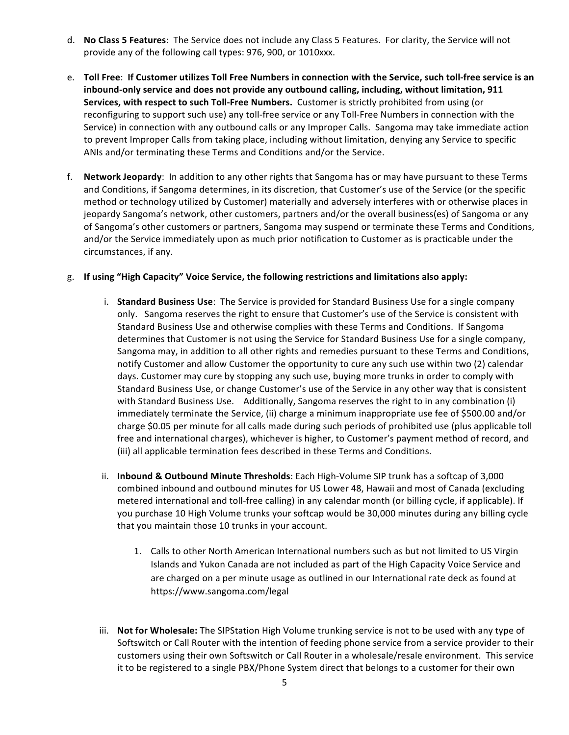d. **No Class 5 Features**: The Service does not include any Class 5 Features. For clarity, the Service will not provide any of the following call types: 976, 900, or 1010xxx.

e. **Toll Free**: **If Customer utilizes Toll Free Numbers in connection with the Service, such toll-free service is an inbound-only service and does not provide any outbound calling, including, without limitation, 911 Services, with respect to such Toll-Free Numbers.** Customer is strictly prohibited from using (or reconfiguring to support such use) any toll-free service or any Toll-Free Numbers in connection with the Service) in connection with any outbound calls or any Improper Calls. Sangoma may take immediate action to prevent Improper Calls from taking place, including without limitation, denying any Service to specific ANIs and/or terminating these Terms and Conditions and/or the Service.

f. **Network Jeopardy**: In addition to any other rights that Sangoma has or may have pursuant to these Terms and Conditions, if Sangoma determines, in its discretion, that Customer's use of the Service (or the specific method or technology utilized by Customer) materially and adversely interferes with or otherwise places in jeopardy Sangoma's network, other customers, partners and/or the overall business(es) of Sangoma or any of Sangoma's other customers or partners, Sangoma may suspend or terminate these Terms and Conditions, and/or the Service immediately upon as much prior notification to Customer as is practicable under the circumstances, if any.

g. **If using "High Capacity" Voice Service, the following restrictions and limitations also apply:**

   i. **Standard Business Use**: The Service is provided for Standard Business Use for a single company only. Sangoma reserves the right to ensure that Customer's use of the Service is consistent with Standard Business Use and otherwise complies with these Terms and Conditions. If Sangoma determines that Customer is not using the Service for Standard Business Use for a single company, Sangoma may, in addition to all other rights and remedies pursuant to these Terms and Conditions, notify Customer and allow Customer the opportunity to cure any such use within two (2) calendar days. Customer may cure by stopping any such use, buying more trunks in order to comply with Standard Business Use, or change Customer's use of the Service in any other way that is consistent with Standard Business Use. Additionally, Sangoma reserves the right to in any combination (i) immediately terminate the Service, (ii) charge a minimum inappropriate use fee of $500.00 and/or charge $0.05 per minute for all calls made during such periods of prohibited use (plus applicable toll free and international charges), whichever is higher, to Customer's payment method of record, and (iii) all applicable termination fees described in these Terms and Conditions.

   ii. **Inbound & Outbound Minute Thresholds**: Each High-Volume SIP trunk has a softcap of 3,000 combined inbound and outbound minutes for US Lower 48, Hawaii and most of Canada (excluding metered international and toll-free calling) in any calendar month (or billing cycle, if applicable). If you purchase 10 High Volume trunks your softcap would be 30,000 minutes during any billing cycle that you maintain those 10 trunks in your account.

      1. Calls to other North American International numbers such as but not limited to US Virgin Islands and Yukon Canada are not included as part of the High Capacity Voice Service and are charged on a per minute usage as outlined in our International rate deck as found at https://www.sangoma.com/legal

   iii. **Not for Wholesale:** The SIPStation High Volume trunking service is not to be used with any type of Softswitch or Call Router with the intention of feeding phone service from a service provider to their customers using their own Softswitch or Call Router in a wholesale/resale environment. This service it to be registered to a single PBX/Phone System direct that belongs to a customer for their own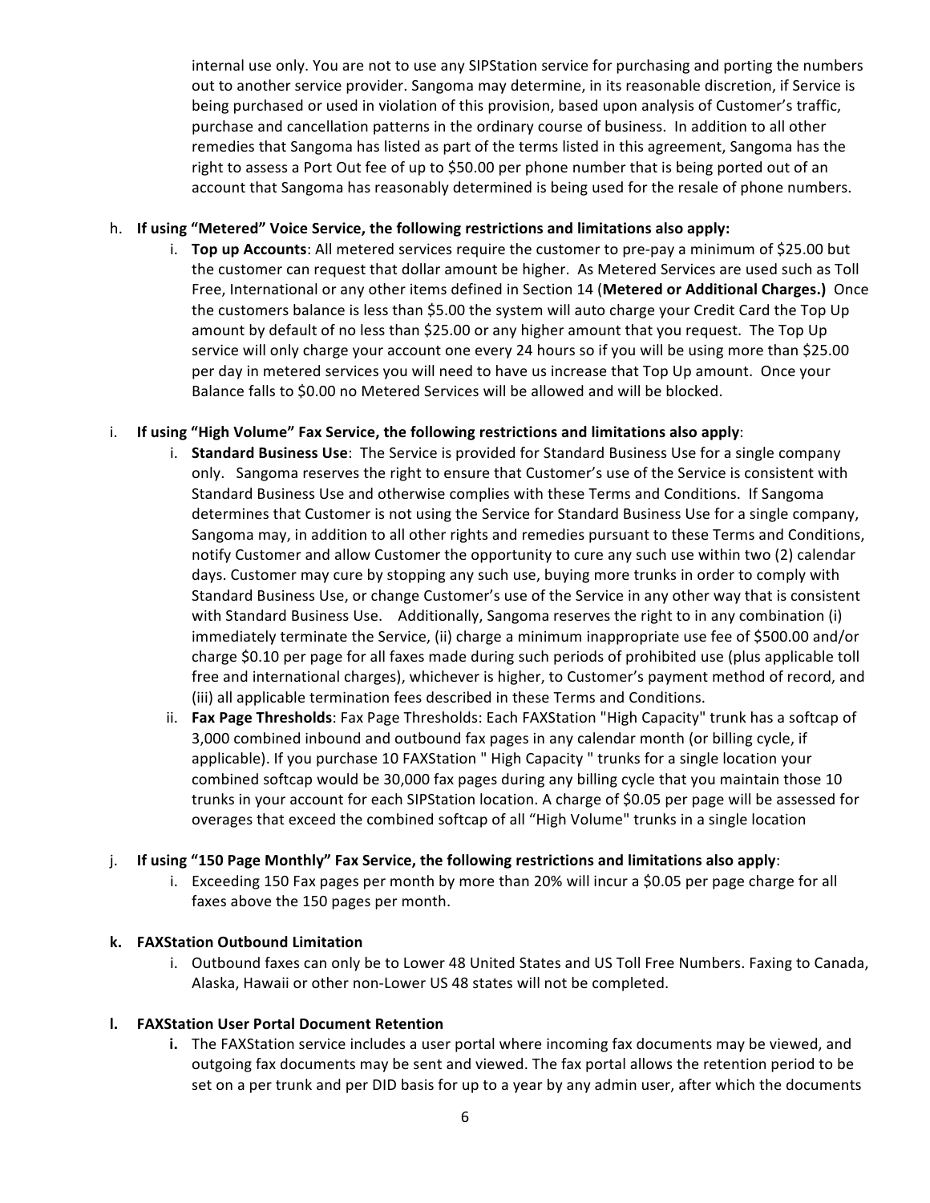internal use only. You are not to use any SIPStation service for purchasing and porting the numbers out to another service provider. Sangoma may determine, in its reasonable discretion, if Service is being purchased or used in violation of this provision, based upon analysis of Customer's traffic, purchase and cancellation patterns in the ordinary course of business. In addition to all other remedies that Sangoma has listed as part of the terms listed in this agreement, Sangoma has the right to assess a Port Out fee of up to $50.00 per phone number that is being ported out of an account that Sangoma has reasonably determined is being used for the resale of phone numbers.

h. **If using "Metered" Voice Service, the following restrictions and limitations also apply:**

   i. **Top up Accounts**: All metered services require the customer to pre-pay a minimum of $25.00 but the customer can request that dollar amount be higher. As Metered Services are used such as Toll Free, International or any other items defined in Section 14 (**Metered or Additional Charges.)** Once the customers balance is less than $5.00 the system will auto charge your Credit Card the Top Up amount by default of no less than $25.00 or any higher amount that you request. The Top Up service will only charge your account one every 24 hours so if you will be using more than $25.00 per day in metered services you will need to have us increase that Top Up amount. Once your Balance falls to $0.00 no Metered Services will be allowed and will be blocked.

i. **If using "High Volume" Fax Service, the following restrictions and limitations also apply**:

   i. **Standard Business Use**: The Service is provided for Standard Business Use for a single company only. Sangoma reserves the right to ensure that Customer's use of the Service is consistent with Standard Business Use and otherwise complies with these Terms and Conditions. If Sangoma determines that Customer is not using the Service for Standard Business Use for a single company, Sangoma may, in addition to all other rights and remedies pursuant to these Terms and Conditions, notify Customer and allow Customer the opportunity to cure any such use within two (2) calendar days. Customer may cure by stopping any such use, buying more trunks in order to comply with Standard Business Use, or change Customer's use of the Service in any other way that is consistent with Standard Business Use. Additionally, Sangoma reserves the right to in any combination (i) immediately terminate the Service, (ii) charge a minimum inappropriate use fee of $500.00 and/or charge $0.10 per page for all faxes made during such periods of prohibited use (plus applicable toll free and international charges), whichever is higher, to Customer's payment method of record, and (iii) all applicable termination fees described in these Terms and Conditions.

   ii. **Fax Page Thresholds**: Fax Page Thresholds: Each FAXStation "High Capacity" trunk has a softcap of 3,000 combined inbound and outbound fax pages in any calendar month (or billing cycle, if applicable). If you purchase 10 FAXStation " High Capacity " trunks for a single location your combined softcap would be 30,000 fax pages during any billing cycle that you maintain those 10 trunks in your account for each SIPStation location. A charge of $0.05 per page will be assessed for overages that exceed the combined softcap of all "High Volume" trunks in a single location

j. **If using "150 Page Monthly" Fax Service, the following restrictions and limitations also apply**:

   i. Exceeding 150 Fax pages per month by more than 20% will incur a $0.05 per page charge for all faxes above the 150 pages per month.

**k. FAXStation Outbound Limitation**

   i. Outbound faxes can only be to Lower 48 United States and US Toll Free Numbers. Faxing to Canada, Alaska, Hawaii or other non-Lower US 48 states will not be completed.

**l. FAXStation User Portal Document Retention**

   **i.** The FAXStation service includes a user portal where incoming fax documents may be viewed, and outgoing fax documents may be sent and viewed. The fax portal allows the retention period to be set on a per trunk and per DID basis for up to a year by any admin user, after which the documents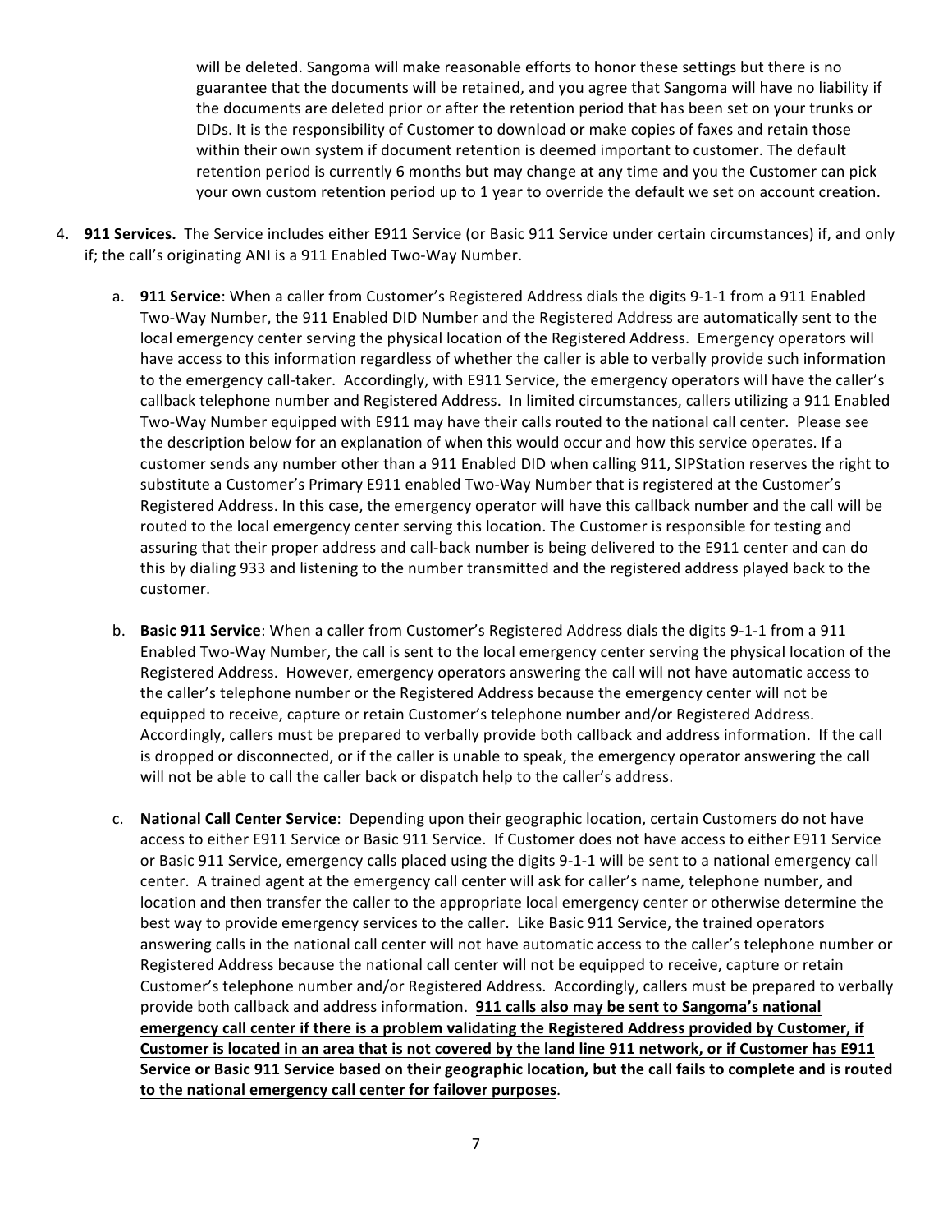will be deleted. Sangoma will make reasonable efforts to honor these settings but there is no guarantee that the documents will be retained, and you agree that Sangoma will have no liability if the documents are deleted prior or after the retention period that has been set on your trunks or DIDs. It is the responsibility of Customer to download or make copies of faxes and retain those within their own system if document retention is deemed important to customer. The default retention period is currently 6 months but may change at any time and you the Customer can pick your own custom retention period up to 1 year to override the default we set on account creation.

4. **911 Services.** The Service includes either E911 Service (or Basic 911 Service under certain circumstances) if, and only if; the call's originating ANI is a 911 Enabled Two-Way Number.

   a. **911 Service**: When a caller from Customer's Registered Address dials the digits 9-1-1 from a 911 Enabled Two-Way Number, the 911 Enabled DID Number and the Registered Address are automatically sent to the local emergency center serving the physical location of the Registered Address. Emergency operators will have access to this information regardless of whether the caller is able to verbally provide such information to the emergency call-taker. Accordingly, with E911 Service, the emergency operators will have the caller's callback telephone number and Registered Address. In limited circumstances, callers utilizing a 911 Enabled Two-Way Number equipped with E911 may have their calls routed to the national call center. Please see the description below for an explanation of when this would occur and how this service operates. If a customer sends any number other than a 911 Enabled DID when calling 911, SIPStation reserves the right to substitute a Customer's Primary E911 enabled Two-Way Number that is registered at the Customer's Registered Address. In this case, the emergency operator will have this callback number and the call will be routed to the local emergency center serving this location. The Customer is responsible for testing and assuring that their proper address and call-back number is being delivered to the E911 center and can do this by dialing 933 and listening to the number transmitted and the registered address played back to the customer.

   b. **Basic 911 Service**: When a caller from Customer's Registered Address dials the digits 9-1-1 from a 911 Enabled Two-Way Number, the call is sent to the local emergency center serving the physical location of the Registered Address. However, emergency operators answering the call will not have automatic access to the caller's telephone number or the Registered Address because the emergency center will not be equipped to receive, capture or retain Customer's telephone number and/or Registered Address. Accordingly, callers must be prepared to verbally provide both callback and address information. If the call is dropped or disconnected, or if the caller is unable to speak, the emergency operator answering the call will not be able to call the caller back or dispatch help to the caller's address.

   c. **National Call Center Service**: Depending upon their geographic location, certain Customers do not have access to either E911 Service or Basic 911 Service. If Customer does not have access to either E911 Service or Basic 911 Service, emergency calls placed using the digits 9-1-1 will be sent to a national emergency call center. A trained agent at the emergency call center will ask for caller's name, telephone number, and location and then transfer the caller to the appropriate local emergency center or otherwise determine the best way to provide emergency services to the caller. Like Basic 911 Service, the trained operators answering calls in the national call center will not have automatic access to the caller's telephone number or Registered Address because the national call center will not be equipped to receive, capture or retain Customer's telephone number and/or Registered Address. Accordingly, callers must be prepared to verbally provide both callback and address information. **911 calls also may be sent to Sangoma's national emergency call center if there is a problem validating the Registered Address provided by Customer, if Customer is located in an area that is not covered by the land line 911 network, or if Customer has E911 Service or Basic 911 Service based on their geographic location, but the call fails to complete and is routed to the national emergency call center for failover purposes**.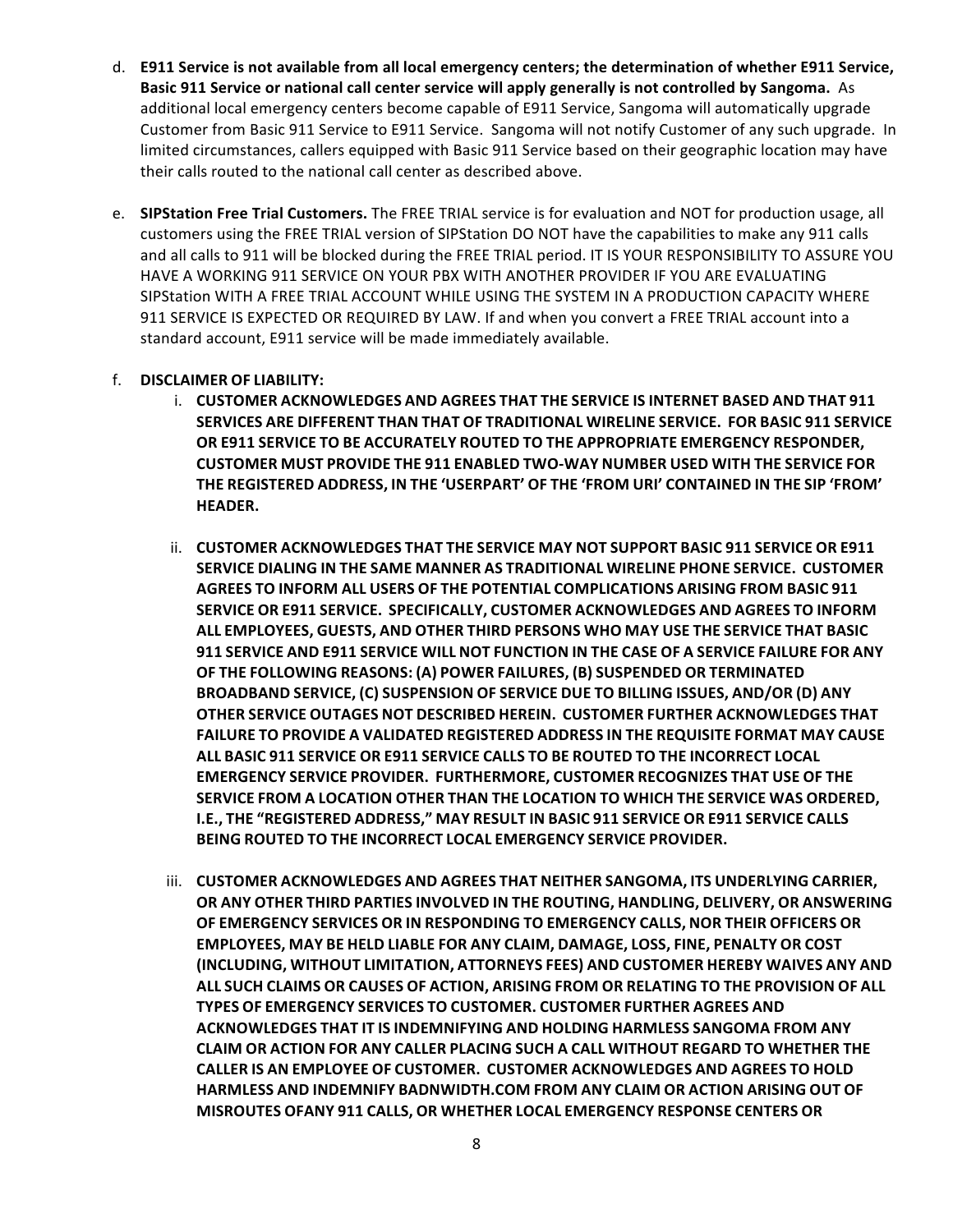d. **E911 Service is not available from all local emergency centers; the determination of whether E911 Service, Basic 911 Service or national call center service will apply generally is not controlled by Sangoma.** As additional local emergency centers become capable of E911 Service, Sangoma will automatically upgrade Customer from Basic 911 Service to E911 Service. Sangoma will not notify Customer of any such upgrade. In limited circumstances, callers equipped with Basic 911 Service based on their geographic location may have their calls routed to the national call center as described above.

e. **SIPStation Free Trial Customers.** The FREE TRIAL service is for evaluation and NOT for production usage, all customers using the FREE TRIAL version of SIPStation DO NOT have the capabilities to make any 911 calls and all calls to 911 will be blocked during the FREE TRIAL period. IT IS YOUR RESPONSIBILITY TO ASSURE YOU HAVE A WORKING 911 SERVICE ON YOUR PBX WITH ANOTHER PROVIDER IF YOU ARE EVALUATING SIPStation WITH A FREE TRIAL ACCOUNT WHILE USING THE SYSTEM IN A PRODUCTION CAPACITY WHERE 911 SERVICE IS EXPECTED OR REQUIRED BY LAW. If and when you convert a FREE TRIAL account into a standard account, E911 service will be made immediately available.

f. **DISCLAIMER OF LIABILITY:**

   i. **CUSTOMER ACKNOWLEDGES AND AGREES THAT THE SERVICE IS INTERNET BASED AND THAT 911 SERVICES ARE DIFFERENT THAN THAT OF TRADITIONAL WIRELINE SERVICE. FOR BASIC 911 SERVICE OR E911 SERVICE TO BE ACCURATELY ROUTED TO THE APPROPRIATE EMERGENCY RESPONDER, CUSTOMER MUST PROVIDE THE 911 ENABLED TWO-WAY NUMBER USED WITH THE SERVICE FOR THE REGISTERED ADDRESS, IN THE 'USERPART' OF THE 'FROM URI' CONTAINED IN THE SIP 'FROM' HEADER.**

   ii. **CUSTOMER ACKNOWLEDGES THAT THE SERVICE MAY NOT SUPPORT BASIC 911 SERVICE OR E911 SERVICE DIALING IN THE SAME MANNER AS TRADITIONAL WIRELINE PHONE SERVICE. CUSTOMER AGREES TO INFORM ALL USERS OF THE POTENTIAL COMPLICATIONS ARISING FROM BASIC 911 SERVICE OR E911 SERVICE. SPECIFICALLY, CUSTOMER ACKNOWLEDGES AND AGREES TO INFORM ALL EMPLOYEES, GUESTS, AND OTHER THIRD PERSONS WHO MAY USE THE SERVICE THAT BASIC 911 SERVICE AND E911 SERVICE WILL NOT FUNCTION IN THE CASE OF A SERVICE FAILURE FOR ANY OF THE FOLLOWING REASONS: (A) POWER FAILURES, (B) SUSPENDED OR TERMINATED BROADBAND SERVICE, (C) SUSPENSION OF SERVICE DUE TO BILLING ISSUES, AND/OR (D) ANY OTHER SERVICE OUTAGES NOT DESCRIBED HEREIN. CUSTOMER FURTHER ACKNOWLEDGES THAT FAILURE TO PROVIDE A VALIDATED REGISTERED ADDRESS IN THE REQUISITE FORMAT MAY CAUSE ALL BASIC 911 SERVICE OR E911 SERVICE CALLS TO BE ROUTED TO THE INCORRECT LOCAL EMERGENCY SERVICE PROVIDER. FURTHERMORE, CUSTOMER RECOGNIZES THAT USE OF THE SERVICE FROM A LOCATION OTHER THAN THE LOCATION TO WHICH THE SERVICE WAS ORDERED, I.E., THE "REGISTERED ADDRESS," MAY RESULT IN BASIC 911 SERVICE OR E911 SERVICE CALLS BEING ROUTED TO THE INCORRECT LOCAL EMERGENCY SERVICE PROVIDER.**

   iii. **CUSTOMER ACKNOWLEDGES AND AGREES THAT NEITHER SANGOMA, ITS UNDERLYING CARRIER, OR ANY OTHER THIRD PARTIES INVOLVED IN THE ROUTING, HANDLING, DELIVERY, OR ANSWERING OF EMERGENCY SERVICES OR IN RESPONDING TO EMERGENCY CALLS, NOR THEIR OFFICERS OR EMPLOYEES, MAY BE HELD LIABLE FOR ANY CLAIM, DAMAGE, LOSS, FINE, PENALTY OR COST (INCLUDING, WITHOUT LIMITATION, ATTORNEYS FEES) AND CUSTOMER HEREBY WAIVES ANY AND ALL SUCH CLAIMS OR CAUSES OF ACTION, ARISING FROM OR RELATING TO THE PROVISION OF ALL TYPES OF EMERGENCY SERVICES TO CUSTOMER. CUSTOMER FURTHER AGREES AND ACKNOWLEDGES THAT IT IS INDEMNIFYING AND HOLDING HARMLESS SANGOMA FROM ANY CLAIM OR ACTION FOR ANY CALLER PLACING SUCH A CALL WITHOUT REGARD TO WHETHER THE CALLER IS AN EMPLOYEE OF CUSTOMER. CUSTOMER ACKNOWLEDGES AND AGREES TO HOLD HARMLESS AND INDEMNIFY BADNWIDTH.COM FROM ANY CLAIM OR ACTION ARISING OUT OF MISROUTES OFANY 911 CALLS, OR WHETHER LOCAL EMERGENCY RESPONSE CENTERS OR**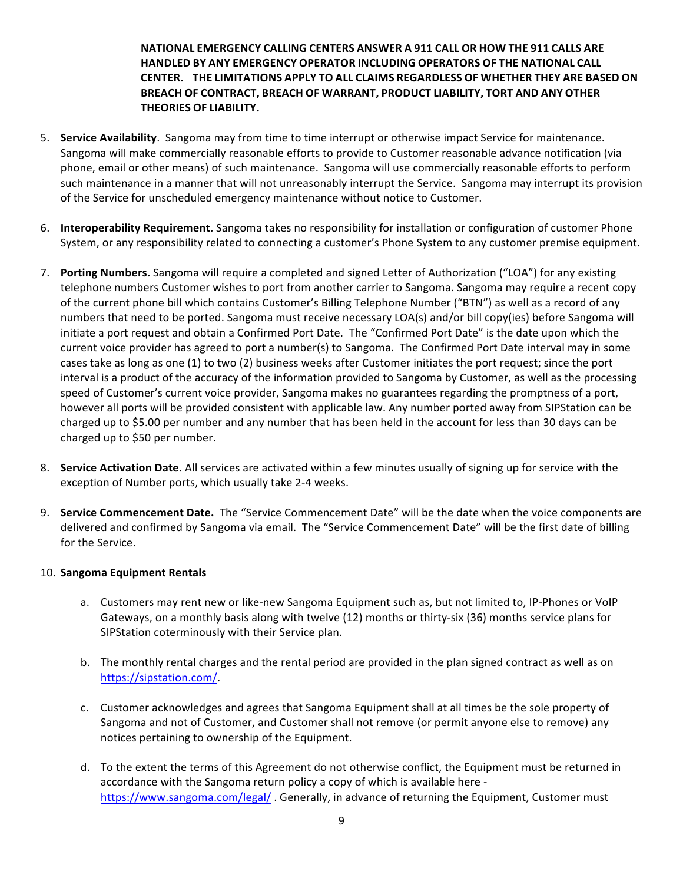**NATIONAL EMERGENCY CALLING CENTERS ANSWER A 911 CALL OR HOW THE 911 CALLS ARE HANDLED BY ANY EMERGENCY OPERATOR INCLUDING OPERATORS OF THE NATIONAL CALL CENTER. THE LIMITATIONS APPLY TO ALL CLAIMS REGARDLESS OF WHETHER THEY ARE BASED ON BREACH OF CONTRACT, BREACH OF WARRANT, PRODUCT LIABILITY, TORT AND ANY OTHER THEORIES OF LIABILITY.**

5. **Service Availability**. Sangoma may from time to time interrupt or otherwise impact Service for maintenance. Sangoma will make commercially reasonable efforts to provide to Customer reasonable advance notification (via phone, email or other means) of such maintenance. Sangoma will use commercially reasonable efforts to perform such maintenance in a manner that will not unreasonably interrupt the Service. Sangoma may interrupt its provision of the Service for unscheduled emergency maintenance without notice to Customer.

6. **Interoperability Requirement.** Sangoma takes no responsibility for installation or configuration of customer Phone System, or any responsibility related to connecting a customer's Phone System to any customer premise equipment.

7. **Porting Numbers.** Sangoma will require a completed and signed Letter of Authorization ("LOA") for any existing telephone numbers Customer wishes to port from another carrier to Sangoma. Sangoma may require a recent copy of the current phone bill which contains Customer's Billing Telephone Number ("BTN") as well as a record of any numbers that need to be ported. Sangoma must receive necessary LOA(s) and/or bill copy(ies) before Sangoma will initiate a port request and obtain a Confirmed Port Date. The "Confirmed Port Date" is the date upon which the current voice provider has agreed to port a number(s) to Sangoma. The Confirmed Port Date interval may in some cases take as long as one (1) to two (2) business weeks after Customer initiates the port request; since the port interval is a product of the accuracy of the information provided to Sangoma by Customer, as well as the processing speed of Customer's current voice provider, Sangoma makes no guarantees regarding the promptness of a port, however all ports will be provided consistent with applicable law. Any number ported away from SIPStation can be charged up to $5.00 per number and any number that has been held in the account for less than 30 days can be charged up to $50 per number.

8. **Service Activation Date.** All services are activated within a few minutes usually of signing up for service with the exception of Number ports, which usually take 2-4 weeks.

9. **Service Commencement Date.** The "Service Commencement Date" will be the date when the voice components are delivered and confirmed by Sangoma via email. The "Service Commencement Date" will be the first date of billing for the Service.

10. **Sangoma Equipment Rentals**

    a. Customers may rent new or like-new Sangoma Equipment such as, but not limited to, IP-Phones or VoIP Gateways, on a monthly basis along with twelve (12) months or thirty-six (36) months service plans for SIPStation coterminously with their Service plan.

    b. The monthly rental charges and the rental period are provided in the plan signed contract as well as on https://sipstation.com/.

    c. Customer acknowledges and agrees that Sangoma Equipment shall at all times be the sole property of Sangoma and not of Customer, and Customer shall not remove (or permit anyone else to remove) any notices pertaining to ownership of the Equipment.

    d. To the extent the terms of this Agreement do not otherwise conflict, the Equipment must be returned in accordance with the Sangoma return policy a copy of which is available here - https://www.sangoma.com/legal/ . Generally, in advance of returning the Equipment, Customer must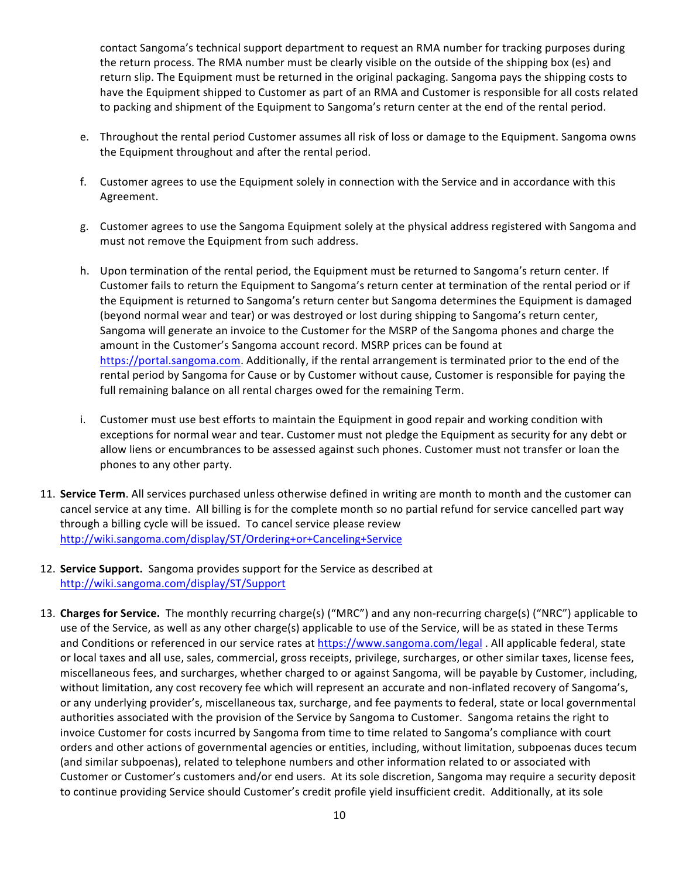contact Sangoma's technical support department to request an RMA number for tracking purposes during the return process. The RMA number must be clearly visible on the outside of the shipping box (es) and return slip. The Equipment must be returned in the original packaging. Sangoma pays the shipping costs to have the Equipment shipped to Customer as part of an RMA and Customer is responsible for all costs related to packing and shipment of the Equipment to Sangoma's return center at the end of the rental period.

e. Throughout the rental period Customer assumes all risk of loss or damage to the Equipment. Sangoma owns the Equipment throughout and after the rental period.

f. Customer agrees to use the Equipment solely in connection with the Service and in accordance with this Agreement.

g. Customer agrees to use the Sangoma Equipment solely at the physical address registered with Sangoma and must not remove the Equipment from such address.

h. Upon termination of the rental period, the Equipment must be returned to Sangoma's return center. If Customer fails to return the Equipment to Sangoma's return center at termination of the rental period or if the Equipment is returned to Sangoma's return center but Sangoma determines the Equipment is damaged (beyond normal wear and tear) or was destroyed or lost during shipping to Sangoma's return center, Sangoma will generate an invoice to the Customer for the MSRP of the Sangoma phones and charge the amount in the Customer's Sangoma account record. MSRP prices can be found at https://portal.sangoma.com. Additionally, if the rental arrangement is terminated prior to the end of the rental period by Sangoma for Cause or by Customer without cause, Customer is responsible for paying the full remaining balance on all rental charges owed for the remaining Term.

i. Customer must use best efforts to maintain the Equipment in good repair and working condition with exceptions for normal wear and tear. Customer must not pledge the Equipment as security for any debt or allow liens or encumbrances to be assessed against such phones. Customer must not transfer or loan the phones to any other party.

11. **Service Term**. All services purchased unless otherwise defined in writing are month to month and the customer can cancel service at any time. All billing is for the complete month so no partial refund for service cancelled part way through a billing cycle will be issued. To cancel service please review http://wiki.sangoma.com/display/ST/Ordering+or+Canceling+Service

12. **Service Support.** Sangoma provides support for the Service as described at http://wiki.sangoma.com/display/ST/Support

13. **Charges for Service.** The monthly recurring charge(s) ("MRC") and any non-recurring charge(s) ("NRC") applicable to use of the Service, as well as any other charge(s) applicable to use of the Service, will be as stated in these Terms and Conditions or referenced in our service rates at https://www.sangoma.com/legal . All applicable federal, state or local taxes and all use, sales, commercial, gross receipts, privilege, surcharges, or other similar taxes, license fees, miscellaneous fees, and surcharges, whether charged to or against Sangoma, will be payable by Customer, including, without limitation, any cost recovery fee which will represent an accurate and non-inflated recovery of Sangoma's, or any underlying provider's, miscellaneous tax, surcharge, and fee payments to federal, state or local governmental authorities associated with the provision of the Service by Sangoma to Customer. Sangoma retains the right to invoice Customer for costs incurred by Sangoma from time to time related to Sangoma's compliance with court orders and other actions of governmental agencies or entities, including, without limitation, subpoenas duces tecum (and similar subpoenas), related to telephone numbers and other information related to or associated with Customer or Customer's customers and/or end users. At its sole discretion, Sangoma may require a security deposit to continue providing Service should Customer's credit profile yield insufficient credit. Additionally, at its sole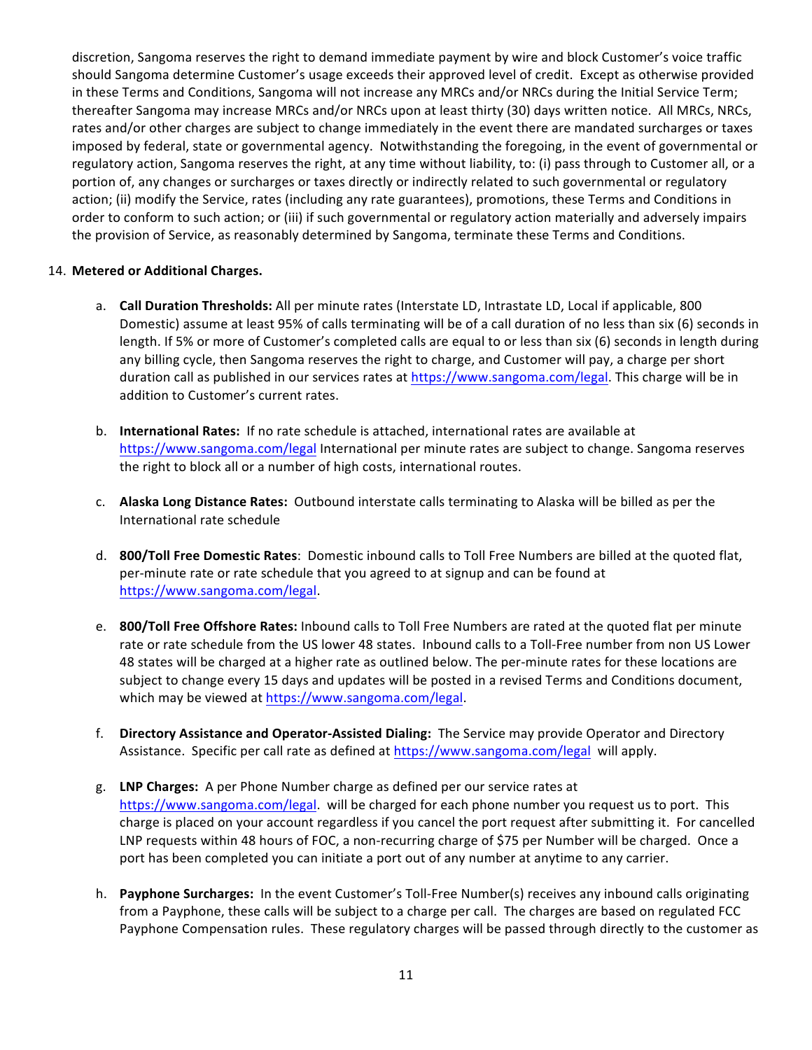discretion, Sangoma reserves the right to demand immediate payment by wire and block Customer's voice traffic should Sangoma determine Customer's usage exceeds their approved level of credit. Except as otherwise provided in these Terms and Conditions, Sangoma will not increase any MRCs and/or NRCs during the Initial Service Term; thereafter Sangoma may increase MRCs and/or NRCs upon at least thirty (30) days written notice. All MRCs, NRCs, rates and/or other charges are subject to change immediately in the event there are mandated surcharges or taxes imposed by federal, state or governmental agency. Notwithstanding the foregoing, in the event of governmental or regulatory action, Sangoma reserves the right, at any time without liability, to: (i) pass through to Customer all, or a portion of, any changes or surcharges or taxes directly or indirectly related to such governmental or regulatory action; (ii) modify the Service, rates (including any rate guarantees), promotions, these Terms and Conditions in order to conform to such action; or (iii) if such governmental or regulatory action materially and adversely impairs the provision of Service, as reasonably determined by Sangoma, terminate these Terms and Conditions.

14. **Metered or Additional Charges.**

    a. **Call Duration Thresholds:** All per minute rates (Interstate LD, Intrastate LD, Local if applicable, 800 Domestic) assume at least 95% of calls terminating will be of a call duration of no less than six (6) seconds in length. If 5% or more of Customer's completed calls are equal to or less than six (6) seconds in length during any billing cycle, then Sangoma reserves the right to charge, and Customer will pay, a charge per short duration call as published in our services rates at https://www.sangoma.com/legal. This charge will be in addition to Customer's current rates.

    b. **International Rates:** If no rate schedule is attached, international rates are available at https://www.sangoma.com/legal International per minute rates are subject to change. Sangoma reserves the right to block all or a number of high costs, international routes.

    c. **Alaska Long Distance Rates:** Outbound interstate calls terminating to Alaska will be billed as per the International rate schedule

    d. **800/Toll Free Domestic Rates**: Domestic inbound calls to Toll Free Numbers are billed at the quoted flat, per-minute rate or rate schedule that you agreed to at signup and can be found at https://www.sangoma.com/legal.

    e. **800/Toll Free Offshore Rates:** Inbound calls to Toll Free Numbers are rated at the quoted flat per minute rate or rate schedule from the US lower 48 states. Inbound calls to a Toll-Free number from non US Lower 48 states will be charged at a higher rate as outlined below. The per-minute rates for these locations are subject to change every 15 days and updates will be posted in a revised Terms and Conditions document, which may be viewed at https://www.sangoma.com/legal.

    f. **Directory Assistance and Operator-Assisted Dialing:** The Service may provide Operator and Directory Assistance. Specific per call rate as defined at https://www.sangoma.com/legal will apply.

    g. **LNP Charges:** A per Phone Number charge as defined per our service rates at https://www.sangoma.com/legal. will be charged for each phone number you request us to port. This charge is placed on your account regardless if you cancel the port request after submitting it. For cancelled LNP requests within 48 hours of FOC, a non-recurring charge of $75 per Number will be charged. Once a port has been completed you can initiate a port out of any number at anytime to any carrier.

    h. **Payphone Surcharges:** In the event Customer's Toll-Free Number(s) receives any inbound calls originating from a Payphone, these calls will be subject to a charge per call. The charges are based on regulated FCC Payphone Compensation rules. These regulatory charges will be passed through directly to the customer as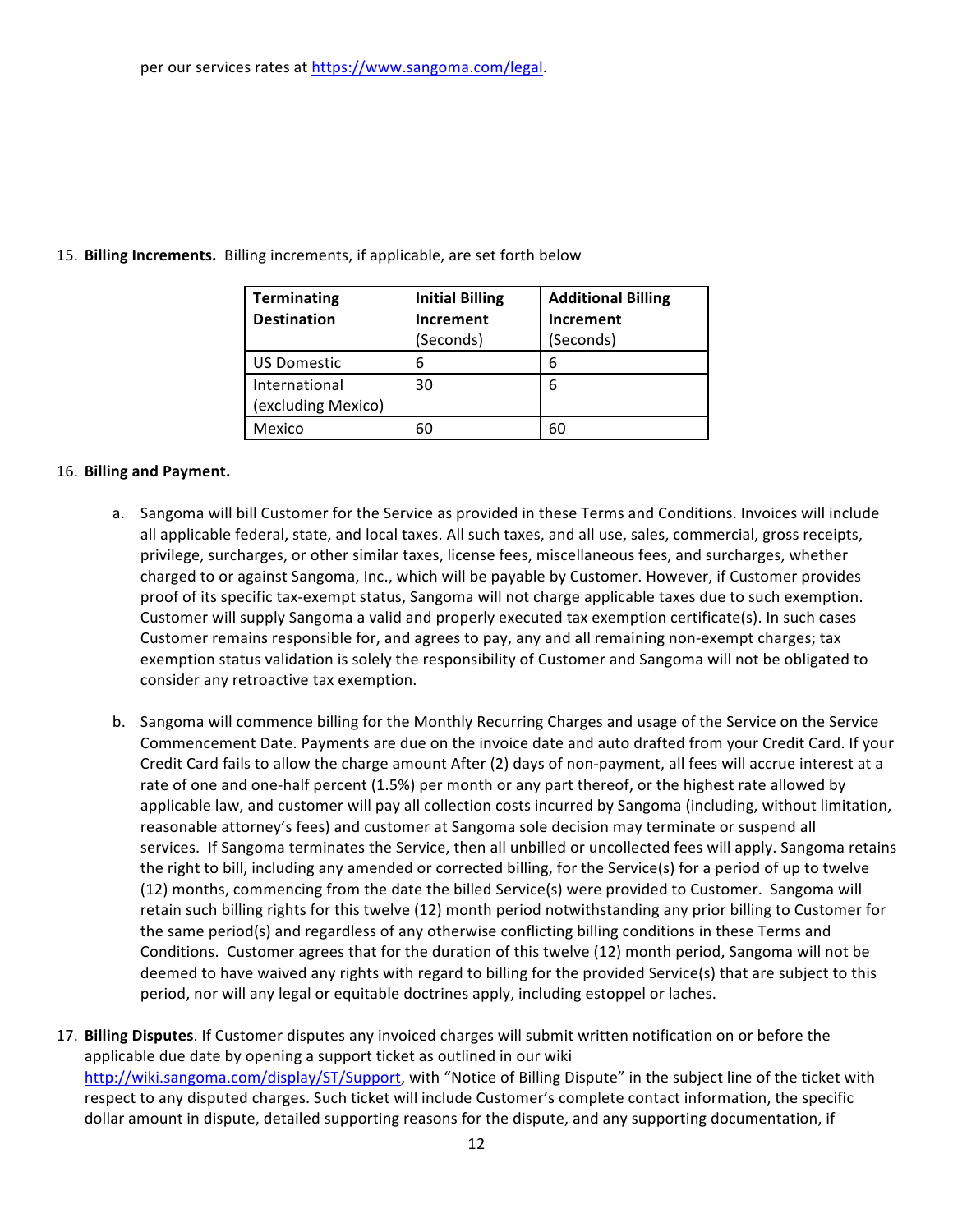per our services rates at https://www.sangoma.com/legal.

15. **Billing Increments.** Billing increments, if applicable, are set forth below

| Terminating Destination | Initial Billing Increment (Seconds) | Additional Billing Increment (Seconds) |
|---|---|---|
| US Domestic | 6 | 6 |
| International (excluding Mexico) | 30 | 6 |
| Mexico | 60 | 60 |

16. **Billing and Payment.**

   a. Sangoma will bill Customer for the Service as provided in these Terms and Conditions. Invoices will include all applicable federal, state, and local taxes. All such taxes, and all use, sales, commercial, gross receipts, privilege, surcharges, or other similar taxes, license fees, miscellaneous fees, and surcharges, whether charged to or against Sangoma, Inc., which will be payable by Customer. However, if Customer provides proof of its specific tax-exempt status, Sangoma will not charge applicable taxes due to such exemption. Customer will supply Sangoma a valid and properly executed tax exemption certificate(s). In such cases Customer remains responsible for, and agrees to pay, any and all remaining non-exempt charges; tax exemption status validation is solely the responsibility of Customer and Sangoma will not be obligated to consider any retroactive tax exemption.

   b. Sangoma will commence billing for the Monthly Recurring Charges and usage of the Service on the Service Commencement Date. Payments are due on the invoice date and auto drafted from your Credit Card. If your Credit Card fails to allow the charge amount After (2) days of non-payment, all fees will accrue interest at a rate of one and one-half percent (1.5%) per month or any part thereof, or the highest rate allowed by applicable law, and customer will pay all collection costs incurred by Sangoma (including, without limitation, reasonable attorney's fees) and customer at Sangoma sole decision may terminate or suspend all services. If Sangoma terminates the Service, then all unbilled or uncollected fees will apply. Sangoma retains the right to bill, including any amended or corrected billing, for the Service(s) for a period of up to twelve (12) months, commencing from the date the billed Service(s) were provided to Customer. Sangoma will retain such billing rights for this twelve (12) month period notwithstanding any prior billing to Customer for the same period(s) and regardless of any otherwise conflicting billing conditions in these Terms and Conditions. Customer agrees that for the duration of this twelve (12) month period, Sangoma will not be deemed to have waived any rights with regard to billing for the provided Service(s) that are subject to this period, nor will any legal or equitable doctrines apply, including estoppel or laches.

17. **Billing Disputes**. If Customer disputes any invoiced charges will submit written notification on or before the applicable due date by opening a support ticket as outlined in our wiki http://wiki.sangoma.com/display/ST/Support, with "Notice of Billing Dispute" in the subject line of the ticket with respect to any disputed charges. Such ticket will include Customer's complete contact information, the specific dollar amount in dispute, detailed supporting reasons for the dispute, and any supporting documentation, if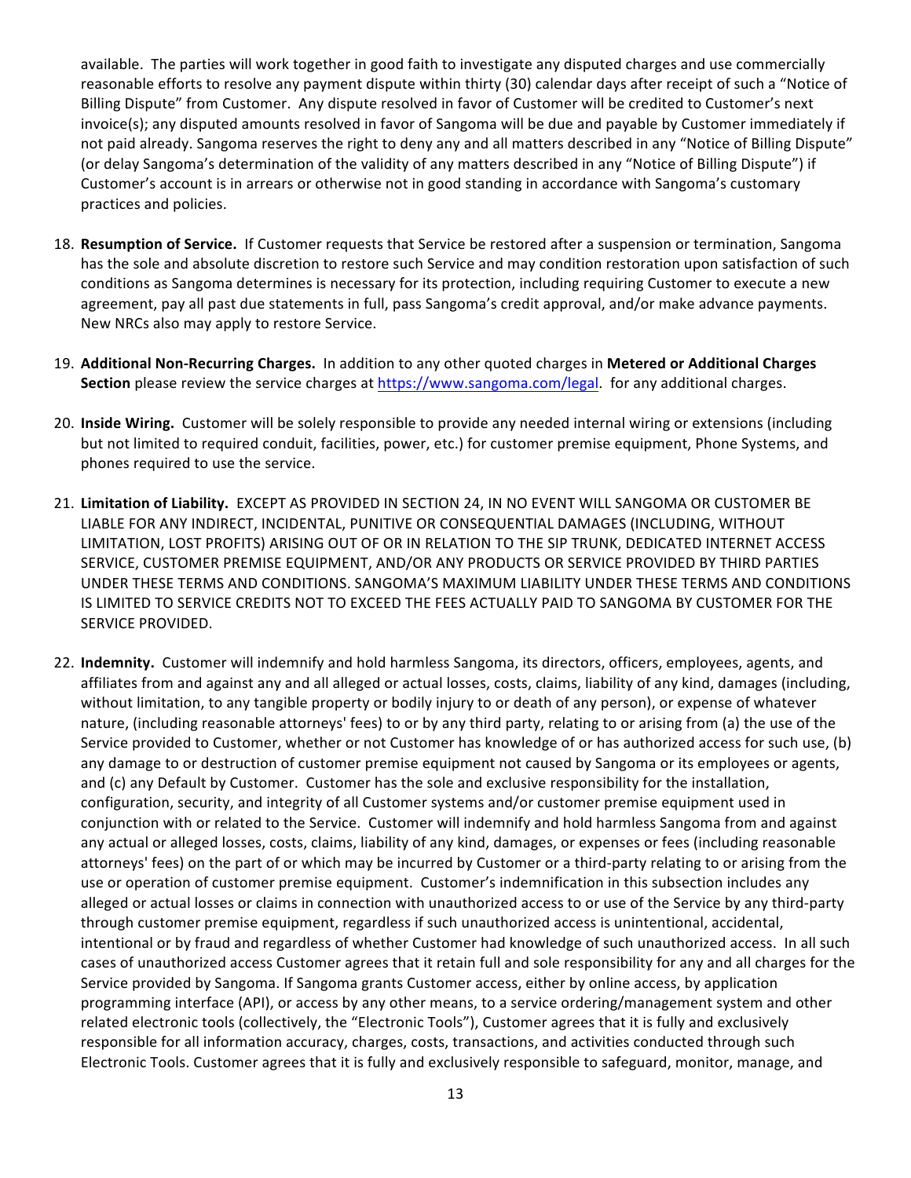available. The parties will work together in good faith to investigate any disputed charges and use commercially reasonable efforts to resolve any payment dispute within thirty (30) calendar days after receipt of such a "Notice of Billing Dispute" from Customer. Any dispute resolved in favor of Customer will be credited to Customer's next invoice(s); any disputed amounts resolved in favor of Sangoma will be due and payable by Customer immediately if not paid already. Sangoma reserves the right to deny any and all matters described in any "Notice of Billing Dispute" (or delay Sangoma's determination of the validity of any matters described in any "Notice of Billing Dispute") if Customer's account is in arrears or otherwise not in good standing in accordance with Sangoma's customary practices and policies.

18. **Resumption of Service.** If Customer requests that Service be restored after a suspension or termination, Sangoma has the sole and absolute discretion to restore such Service and may condition restoration upon satisfaction of such conditions as Sangoma determines is necessary for its protection, including requiring Customer to execute a new agreement, pay all past due statements in full, pass Sangoma's credit approval, and/or make advance payments. New NRCs also may apply to restore Service.

19. **Additional Non-Recurring Charges.** In addition to any other quoted charges in **Metered or Additional Charges Section** please review the service charges at [https://www.sangoma.com/legal](https://www.sangoma.com/legal). for any additional charges.

20. **Inside Wiring.** Customer will be solely responsible to provide any needed internal wiring or extensions (including but not limited to required conduit, facilities, power, etc.) for customer premise equipment, Phone Systems, and phones required to use the service.

21. **Limitation of Liability.** EXCEPT AS PROVIDED IN SECTION 24, IN NO EVENT WILL SANGOMA OR CUSTOMER BE LIABLE FOR ANY INDIRECT, INCIDENTAL, PUNITIVE OR CONSEQUENTIAL DAMAGES (INCLUDING, WITHOUT LIMITATION, LOST PROFITS) ARISING OUT OF OR IN RELATION TO THE SIP TRUNK, DEDICATED INTERNET ACCESS SERVICE, CUSTOMER PREMISE EQUIPMENT, AND/OR ANY PRODUCTS OR SERVICE PROVIDED BY THIRD PARTIES UNDER THESE TERMS AND CONDITIONS. SANGOMA'S MAXIMUM LIABILITY UNDER THESE TERMS AND CONDITIONS IS LIMITED TO SERVICE CREDITS NOT TO EXCEED THE FEES ACTUALLY PAID TO SANGOMA BY CUSTOMER FOR THE SERVICE PROVIDED.

22. **Indemnity.** Customer will indemnify and hold harmless Sangoma, its directors, officers, employees, agents, and affiliates from and against any and all alleged or actual losses, costs, claims, liability of any kind, damages (including, without limitation, to any tangible property or bodily injury to or death of any person), or expense of whatever nature, (including reasonable attorneys' fees) to or by any third party, relating to or arising from (a) the use of the Service provided to Customer, whether or not Customer has knowledge of or has authorized access for such use, (b) any damage to or destruction of customer premise equipment not caused by Sangoma or its employees or agents, and (c) any Default by Customer. Customer has the sole and exclusive responsibility for the installation, configuration, security, and integrity of all Customer systems and/or customer premise equipment used in conjunction with or related to the Service. Customer will indemnify and hold harmless Sangoma from and against any actual or alleged losses, costs, claims, liability of any kind, damages, or expenses or fees (including reasonable attorneys' fees) on the part of or which may be incurred by Customer or a third-party relating to or arising from the use or operation of customer premise equipment. Customer's indemnification in this subsection includes any alleged or actual losses or claims in connection with unauthorized access to or use of the Service by any third-party through customer premise equipment, regardless if such unauthorized access is unintentional, accidental, intentional or by fraud and regardless of whether Customer had knowledge of such unauthorized access. In all such cases of unauthorized access Customer agrees that it retain full and sole responsibility for any and all charges for the Service provided by Sangoma. If Sangoma grants Customer access, either by online access, by application programming interface (API), or access by any other means, to a service ordering/management system and other related electronic tools (collectively, the "Electronic Tools"), Customer agrees that it is fully and exclusively responsible for all information accuracy, charges, costs, transactions, and activities conducted through such Electronic Tools. Customer agrees that it is fully and exclusively responsible to safeguard, monitor, manage, and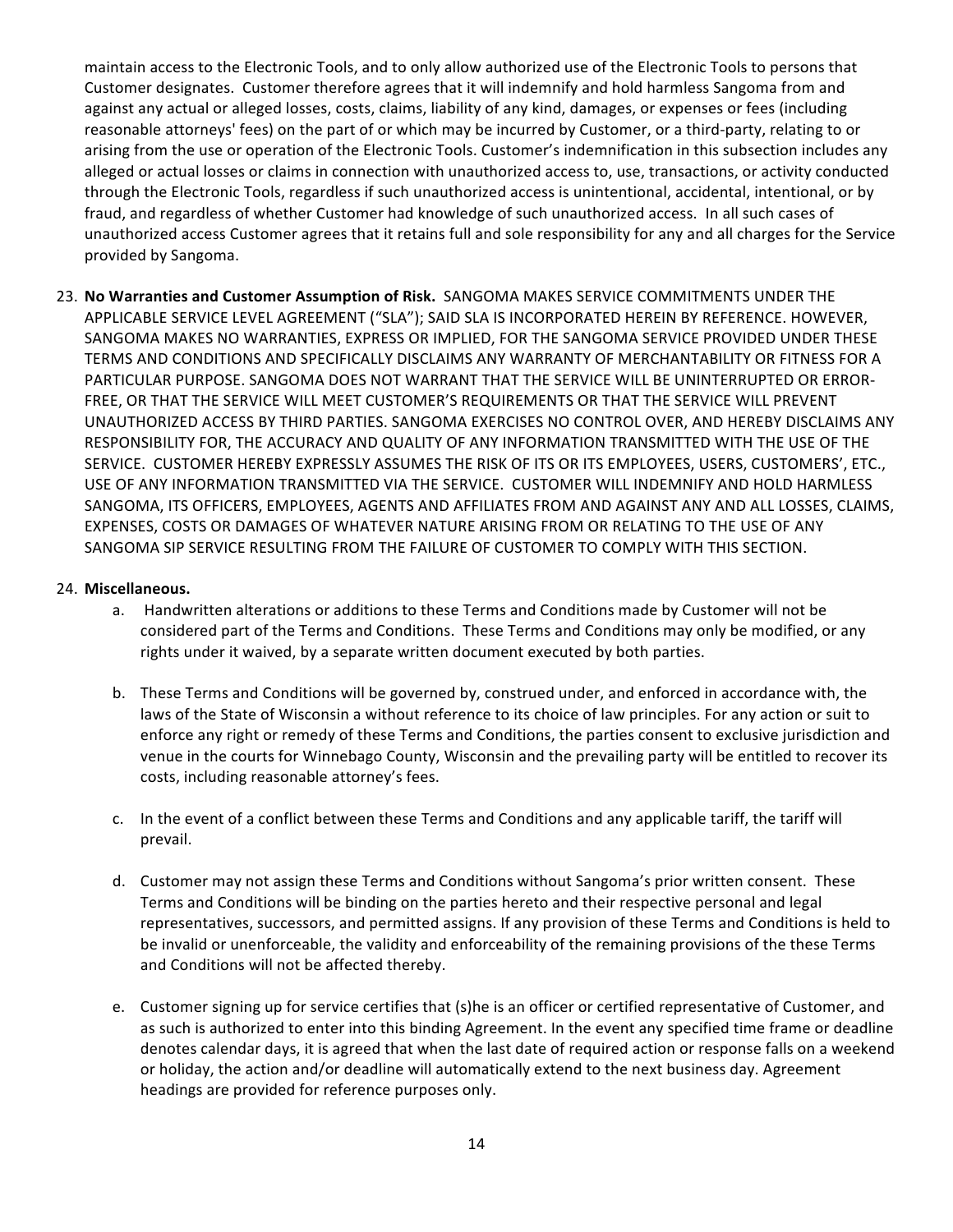maintain access to the Electronic Tools, and to only allow authorized use of the Electronic Tools to persons that Customer designates. Customer therefore agrees that it will indemnify and hold harmless Sangoma from and against any actual or alleged losses, costs, claims, liability of any kind, damages, or expenses or fees (including reasonable attorneys' fees) on the part of or which may be incurred by Customer, or a third-party, relating to or arising from the use or operation of the Electronic Tools. Customer's indemnification in this subsection includes any alleged or actual losses or claims in connection with unauthorized access to, use, transactions, or activity conducted through the Electronic Tools, regardless if such unauthorized access is unintentional, accidental, intentional, or by fraud, and regardless of whether Customer had knowledge of such unauthorized access. In all such cases of unauthorized access Customer agrees that it retains full and sole responsibility for any and all charges for the Service provided by Sangoma.

23. **No Warranties and Customer Assumption of Risk.** SANGOMA MAKES SERVICE COMMITMENTS UNDER THE APPLICABLE SERVICE LEVEL AGREEMENT ("SLA"); SAID SLA IS INCORPORATED HEREIN BY REFERENCE. HOWEVER, SANGOMA MAKES NO WARRANTIES, EXPRESS OR IMPLIED, FOR THE SANGOMA SERVICE PROVIDED UNDER THESE TERMS AND CONDITIONS AND SPECIFICALLY DISCLAIMS ANY WARRANTY OF MERCHANTABILITY OR FITNESS FOR A PARTICULAR PURPOSE. SANGOMA DOES NOT WARRANT THAT THE SERVICE WILL BE UNINTERRUPTED OR ERROR-FREE, OR THAT THE SERVICE WILL MEET CUSTOMER'S REQUIREMENTS OR THAT THE SERVICE WILL PREVENT UNAUTHORIZED ACCESS BY THIRD PARTIES. SANGOMA EXERCISES NO CONTROL OVER, AND HEREBY DISCLAIMS ANY RESPONSIBILITY FOR, THE ACCURACY AND QUALITY OF ANY INFORMATION TRANSMITTED WITH THE USE OF THE SERVICE. CUSTOMER HEREBY EXPRESSLY ASSUMES THE RISK OF ITS OR ITS EMPLOYEES, USERS, CUSTOMERS', ETC., USE OF ANY INFORMATION TRANSMITTED VIA THE SERVICE. CUSTOMER WILL INDEMNIFY AND HOLD HARMLESS SANGOMA, ITS OFFICERS, EMPLOYEES, AGENTS AND AFFILIATES FROM AND AGAINST ANY AND ALL LOSSES, CLAIMS, EXPENSES, COSTS OR DAMAGES OF WHATEVER NATURE ARISING FROM OR RELATING TO THE USE OF ANY SANGOMA SIP SERVICE RESULTING FROM THE FAILURE OF CUSTOMER TO COMPLY WITH THIS SECTION.

24. **Miscellaneous.**
    a. Handwritten alterations or additions to these Terms and Conditions made by Customer will not be considered part of the Terms and Conditions. These Terms and Conditions may only be modified, or any rights under it waived, by a separate written document executed by both parties.

    b. These Terms and Conditions will be governed by, construed under, and enforced in accordance with, the laws of the State of Wisconsin a without reference to its choice of law principles. For any action or suit to enforce any right or remedy of these Terms and Conditions, the parties consent to exclusive jurisdiction and venue in the courts for Winnebago County, Wisconsin and the prevailing party will be entitled to recover its costs, including reasonable attorney's fees.

    c. In the event of a conflict between these Terms and Conditions and any applicable tariff, the tariff will prevail.

    d. Customer may not assign these Terms and Conditions without Sangoma's prior written consent. These Terms and Conditions will be binding on the parties hereto and their respective personal and legal representatives, successors, and permitted assigns. If any provision of these Terms and Conditions is held to be invalid or unenforceable, the validity and enforceability of the remaining provisions of the these Terms and Conditions will not be affected thereby.

    e. Customer signing up for service certifies that (s)he is an officer or certified representative of Customer, and as such is authorized to enter into this binding Agreement. In the event any specified time frame or deadline denotes calendar days, it is agreed that when the last date of required action or response falls on a weekend or holiday, the action and/or deadline will automatically extend to the next business day. Agreement headings are provided for reference purposes only.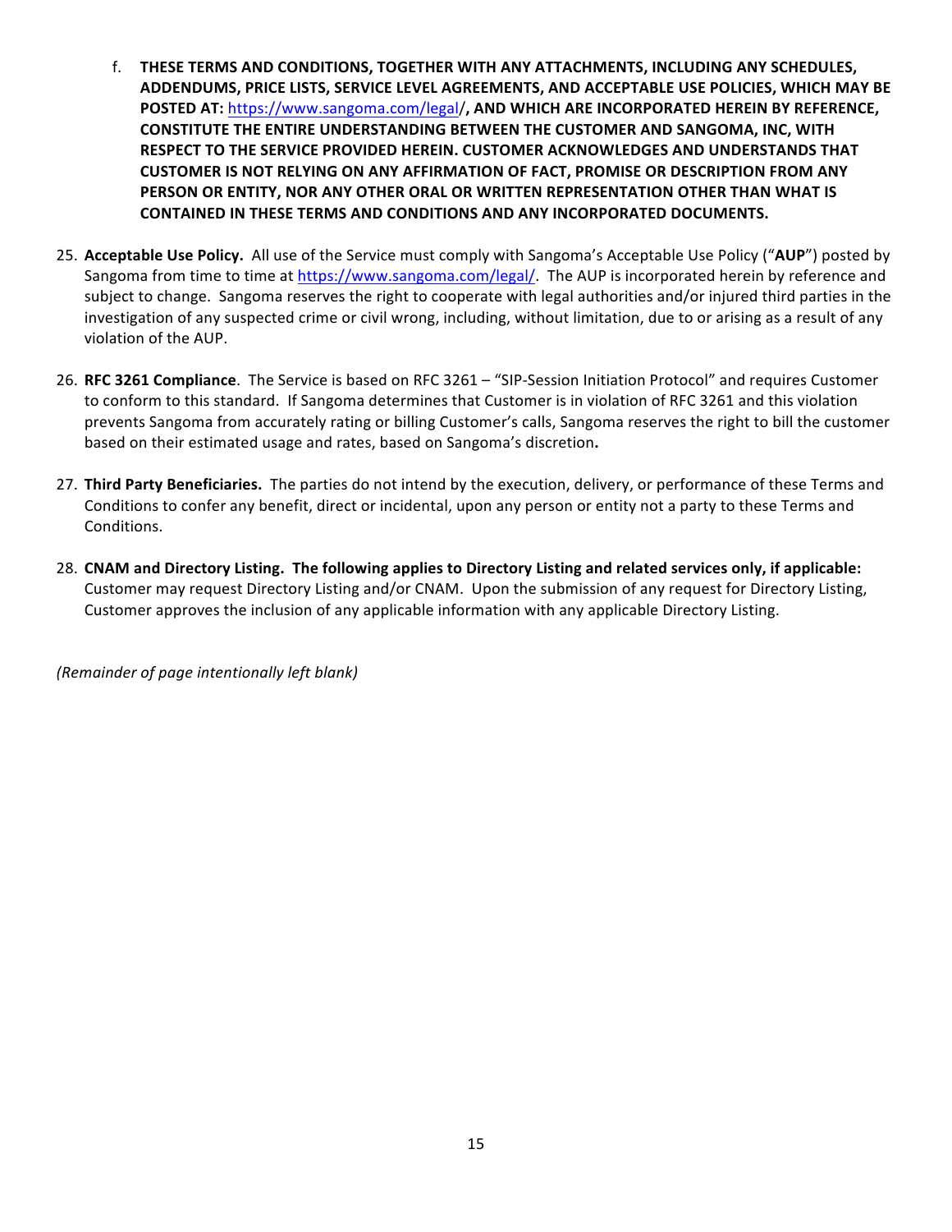f. **THESE TERMS AND CONDITIONS, TOGETHER WITH ANY ATTACHMENTS, INCLUDING ANY SCHEDULES, ADDENDUMS, PRICE LISTS, SERVICE LEVEL AGREEMENTS, AND ACCEPTABLE USE POLICIES, WHICH MAY BE POSTED AT:** https://www.sangoma.com/legal/**, AND WHICH ARE INCORPORATED HEREIN BY REFERENCE, CONSTITUTE THE ENTIRE UNDERSTANDING BETWEEN THE CUSTOMER AND SANGOMA, INC, WITH RESPECT TO THE SERVICE PROVIDED HEREIN. CUSTOMER ACKNOWLEDGES AND UNDERSTANDS THAT CUSTOMER IS NOT RELYING ON ANY AFFIRMATION OF FACT, PROMISE OR DESCRIPTION FROM ANY PERSON OR ENTITY, NOR ANY OTHER ORAL OR WRITTEN REPRESENTATION OTHER THAN WHAT IS CONTAINED IN THESE TERMS AND CONDITIONS AND ANY INCORPORATED DOCUMENTS.**

25. **Acceptable Use Policy.** All use of the Service must comply with Sangoma's Acceptable Use Policy ("**AUP**") posted by Sangoma from time to time at https://www.sangoma.com/legal/. The AUP is incorporated herein by reference and subject to change. Sangoma reserves the right to cooperate with legal authorities and/or injured third parties in the investigation of any suspected crime or civil wrong, including, without limitation, due to or arising as a result of any violation of the AUP.

26. **RFC 3261 Compliance**. The Service is based on RFC 3261 – "SIP-Session Initiation Protocol" and requires Customer to conform to this standard. If Sangoma determines that Customer is in violation of RFC 3261 and this violation prevents Sangoma from accurately rating or billing Customer's calls, Sangoma reserves the right to bill the customer based on their estimated usage and rates, based on Sangoma's discretion**.**

27. **Third Party Beneficiaries.** The parties do not intend by the execution, delivery, or performance of these Terms and Conditions to confer any benefit, direct or incidental, upon any person or entity not a party to these Terms and Conditions.

28. **CNAM and Directory Listing. The following applies to Directory Listing and related services only, if applicable:** Customer may request Directory Listing and/or CNAM. Upon the submission of any request for Directory Listing, Customer approves the inclusion of any applicable information with any applicable Directory Listing.

*(Remainder of page intentionally left blank)*